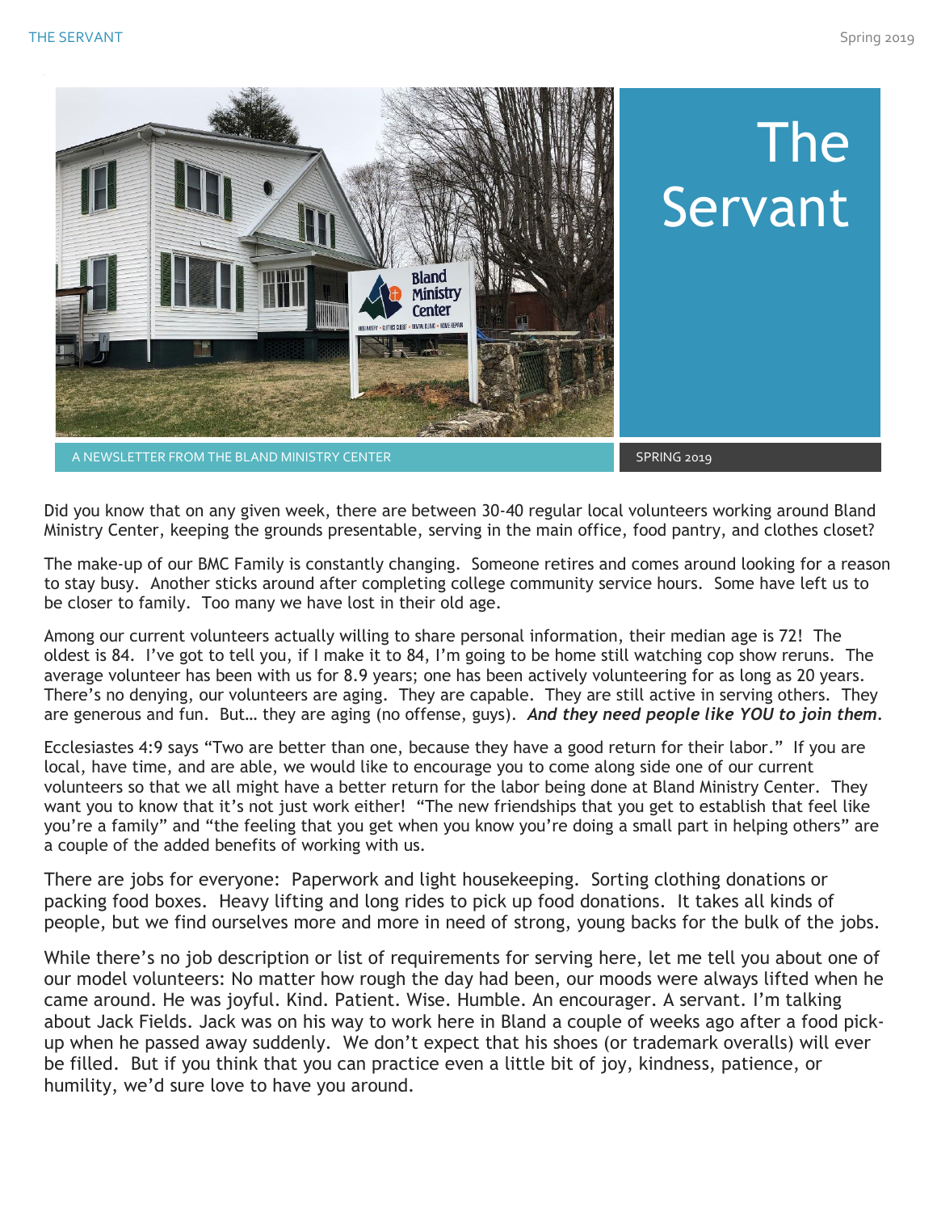# The Servant

A NEWSLETTER FROM THE BLAND MINISTRY CENTER

SPRING 2019

Did you know that on any given week, there are between 30-40 regular local volunteers working around Bland Ministry Center, keeping the grounds presentable, serving in the main office, food pantry, and clothes closet?

The make-up of our BMC Family is constantly changing. Someone retires and comes around looking for a reason to stay busy. Another sticks around after completing college community service hours. Some have left us to be closer to family. Too many we have lost in their old age.

Among our current volunteers actually willing to share personal information, their median age is 72! The oldest is 84. I've got to tell you, if I make it to 84, I'm going to be home still watching cop show reruns. The average volunteer has been with us for 8.9 years; one has been actively volunteering for as long as 20 years. There's no denying, our volunteers are aging. They are capable. They are still active in serving others. They are generous and fun. But… they are aging (no offense, guys). ***And they need people like YOU to join them.***

Ecclesiastes 4:9 says "Two are better than one, because they have a good return for their labor." If you are local, have time, and are able, we would like to encourage you to come along side one of our current volunteers so that we all might have a better return for the labor being done at Bland Ministry Center. They want you to know that it's not just work either! "The new friendships that you get to establish that feel like you're a family" and "the feeling that you get when you know you're doing a small part in helping others" are a couple of the added benefits of working with us.

There are jobs for everyone: Paperwork and light housekeeping. Sorting clothing donations or packing food boxes. Heavy lifting and long rides to pick up food donations. It takes all kinds of people, but we find ourselves more and more in need of strong, young backs for the bulk of the jobs.

While there's no job description or list of requirements for serving here, let me tell you about one of our model volunteers: No matter how rough the day had been, our moods were always lifted when he came around. He was joyful. Kind. Patient. Wise. Humble. An encourager. A servant. I'm talking about Jack Fields. Jack was on his way to work here in Bland a couple of weeks ago after a food pick-up when he passed away suddenly. We don't expect that his shoes (or trademark overalls) will ever be filled. But if you think that you can practice even a little bit of joy, kindness, patience, or humility, we'd sure love to have you around.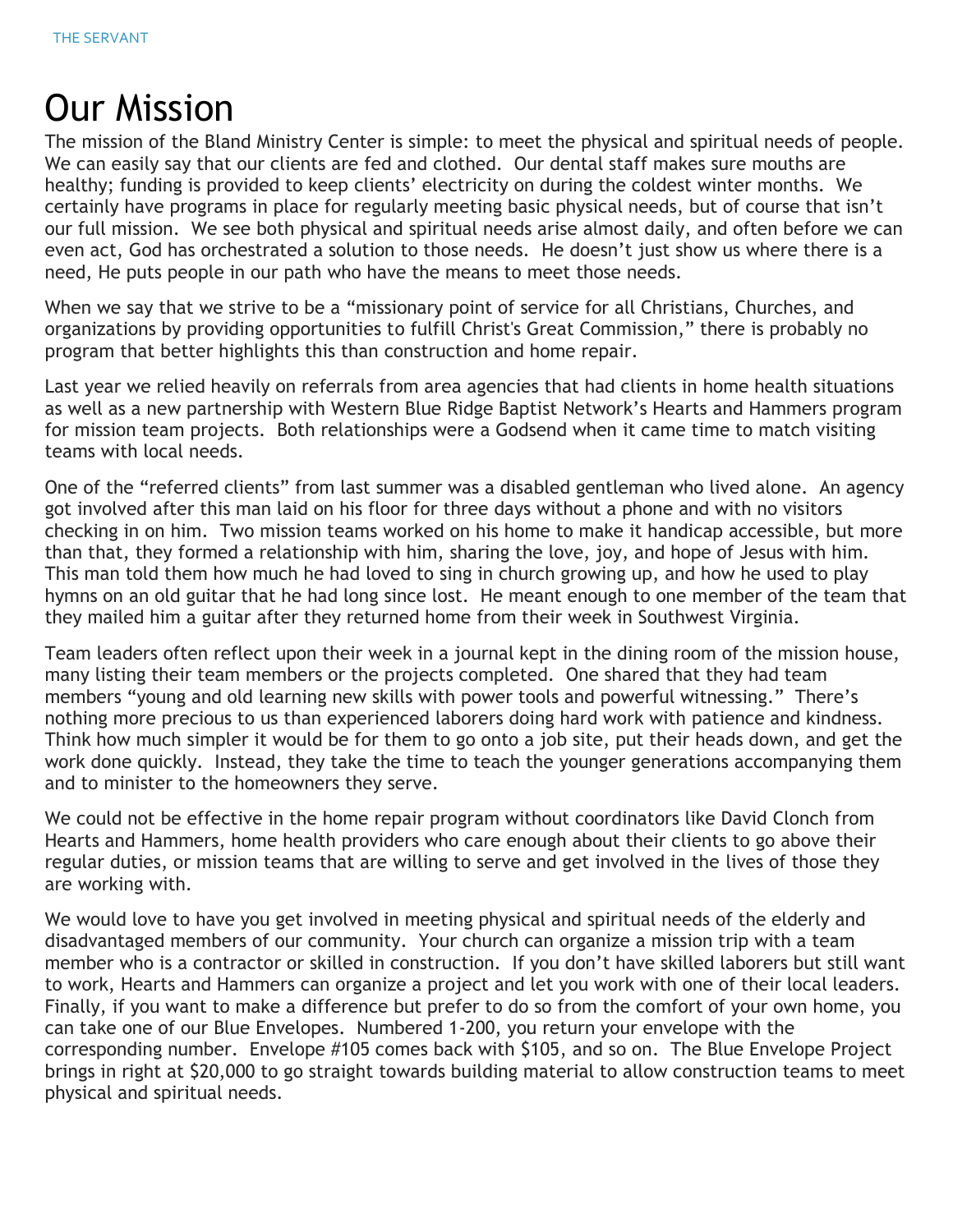# Our Mission

The mission of the Bland Ministry Center is simple: to meet the physical and spiritual needs of people. We can easily say that our clients are fed and clothed. Our dental staff makes sure mouths are healthy; funding is provided to keep clients' electricity on during the coldest winter months. We certainly have programs in place for regularly meeting basic physical needs, but of course that isn't our full mission. We see both physical and spiritual needs arise almost daily, and often before we can even act, God has orchestrated a solution to those needs. He doesn't just show us where there is a need, He puts people in our path who have the means to meet those needs.

When we say that we strive to be a "missionary point of service for all Christians, Churches, and organizations by providing opportunities to fulfill Christ's Great Commission," there is probably no program that better highlights this than construction and home repair.

Last year we relied heavily on referrals from area agencies that had clients in home health situations as well as a new partnership with Western Blue Ridge Baptist Network's Hearts and Hammers program for mission team projects. Both relationships were a Godsend when it came time to match visiting teams with local needs.

One of the "referred clients" from last summer was a disabled gentleman who lived alone. An agency got involved after this man laid on his floor for three days without a phone and with no visitors checking in on him. Two mission teams worked on his home to make it handicap accessible, but more than that, they formed a relationship with him, sharing the love, joy, and hope of Jesus with him. This man told them how much he had loved to sing in church growing up, and how he used to play hymns on an old guitar that he had long since lost. He meant enough to one member of the team that they mailed him a guitar after they returned home from their week in Southwest Virginia.

Team leaders often reflect upon their week in a journal kept in the dining room of the mission house, many listing their team members or the projects completed. One shared that they had team members "young and old learning new skills with power tools and powerful witnessing." There's nothing more precious to us than experienced laborers doing hard work with patience and kindness. Think how much simpler it would be for them to go onto a job site, put their heads down, and get the work done quickly. Instead, they take the time to teach the younger generations accompanying them and to minister to the homeowners they serve.

We could not be effective in the home repair program without coordinators like David Clonch from Hearts and Hammers, home health providers who care enough about their clients to go above their regular duties, or mission teams that are willing to serve and get involved in the lives of those they are working with.

We would love to have you get involved in meeting physical and spiritual needs of the elderly and disadvantaged members of our community. Your church can organize a mission trip with a team member who is a contractor or skilled in construction. If you don't have skilled laborers but still want to work, Hearts and Hammers can organize a project and let you work with one of their local leaders. Finally, if you want to make a difference but prefer to do so from the comfort of your own home, you can take one of our Blue Envelopes. Numbered 1-200, you return your envelope with the corresponding number. Envelope #105 comes back with $105, and so on. The Blue Envelope Project brings in right at $20,000 to go straight towards building material to allow construction teams to meet physical and spiritual needs.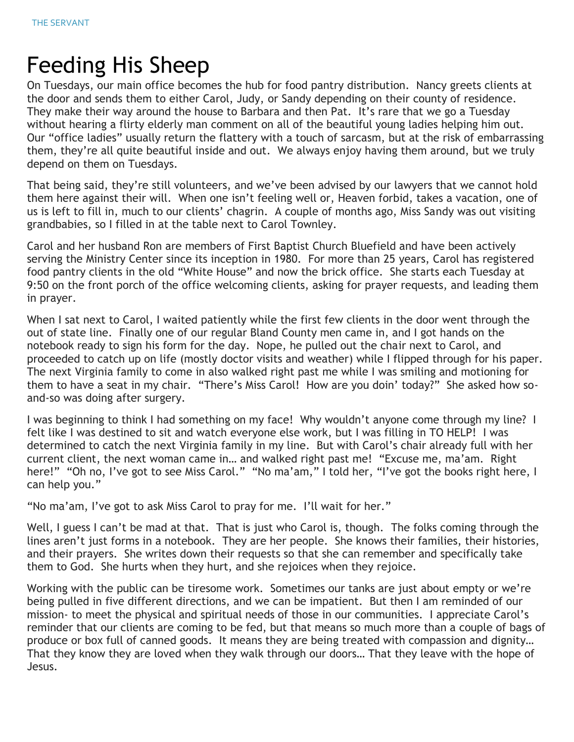# Feeding His Sheep

On Tuesdays, our main office becomes the hub for food pantry distribution. Nancy greets clients at the door and sends them to either Carol, Judy, or Sandy depending on their county of residence. They make their way around the house to Barbara and then Pat. It's rare that we go a Tuesday without hearing a flirty elderly man comment on all of the beautiful young ladies helping him out. Our "office ladies" usually return the flattery with a touch of sarcasm, but at the risk of embarrassing them, they're all quite beautiful inside and out. We always enjoy having them around, but we truly depend on them on Tuesdays.

That being said, they're still volunteers, and we've been advised by our lawyers that we cannot hold them here against their will. When one isn't feeling well or, Heaven forbid, takes a vacation, one of us is left to fill in, much to our clients' chagrin. A couple of months ago, Miss Sandy was out visiting grandbabies, so I filled in at the table next to Carol Townley.

Carol and her husband Ron are members of First Baptist Church Bluefield and have been actively serving the Ministry Center since its inception in 1980. For more than 25 years, Carol has registered food pantry clients in the old "White House" and now the brick office. She starts each Tuesday at 9:50 on the front porch of the office welcoming clients, asking for prayer requests, and leading them in prayer.

When I sat next to Carol, I waited patiently while the first few clients in the door went through the out of state line. Finally one of our regular Bland County men came in, and I got hands on the notebook ready to sign his form for the day. Nope, he pulled out the chair next to Carol, and proceeded to catch up on life (mostly doctor visits and weather) while I flipped through for his paper. The next Virginia family to come in also walked right past me while I was smiling and motioning for them to have a seat in my chair. "There's Miss Carol! How are you doin' today?" She asked how so-and-so was doing after surgery.

I was beginning to think I had something on my face! Why wouldn't anyone come through my line? I felt like I was destined to sit and watch everyone else work, but I was filling in TO HELP! I was determined to catch the next Virginia family in my line. But with Carol's chair already full with her current client, the next woman came in… and walked right past me! "Excuse me, ma'am. Right here!" "Oh no, I've got to see Miss Carol." "No ma'am," I told her, "I've got the books right here, I can help you."

"No ma'am, I've got to ask Miss Carol to pray for me. I'll wait for her."

Well, I guess I can't be mad at that. That is just who Carol is, though. The folks coming through the lines aren't just forms in a notebook. They are her people. She knows their families, their histories, and their prayers. She writes down their requests so that she can remember and specifically take them to God. She hurts when they hurt, and she rejoices when they rejoice.

Working with the public can be tiresome work. Sometimes our tanks are just about empty or we're being pulled in five different directions, and we can be impatient. But then I am reminded of our mission- to meet the physical and spiritual needs of those in our communities. I appreciate Carol's reminder that our clients are coming to be fed, but that means so much more than a couple of bags of produce or box full of canned goods. It means they are being treated with compassion and dignity… That they know they are loved when they walk through our doors… That they leave with the hope of Jesus.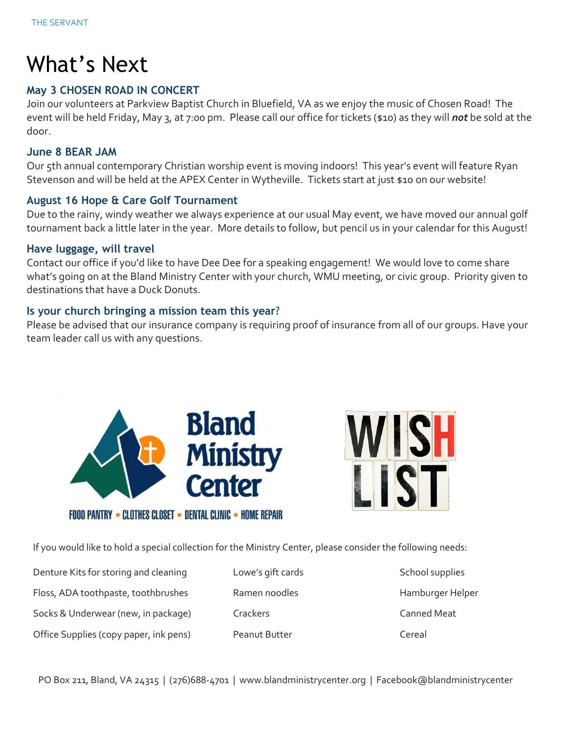# What's Next

### May 3 CHOSEN ROAD IN CONCERT

Join our volunteers at Parkview Baptist Church in Bluefield, VA as we enjoy the music of Chosen Road! The event will be held Friday, May 3, at 7:00 pm. Please call our office for tickets ($10) as they will ***not*** be sold at the door.

### June 8 BEAR JAM

Our 5th annual contemporary Christian worship event is moving indoors! This year's event will feature Ryan Stevenson and will be held at the APEX Center in Wytheville. Tickets start at just $10 on our website!

### August 16 Hope & Care Golf Tournament

Due to the rainy, windy weather we always experience at our usual May event, we have moved our annual golf tournament back a little later in the year. More details to follow, but pencil us in your calendar for this August!

### Have luggage, will travel

Contact our office if you'd like to have Dee Dee for a speaking engagement! We would love to come share what's going on at the Bland Ministry Center with your church, WMU meeting, or civic group. Priority given to destinations that have a Duck Donuts.

### Is your church bringing a mission team this year?

Please be advised that our insurance company is requiring proof of insurance from all of our groups. Have your team leader call us with any questions.

Bland Ministry Center

FOOD PANTRY • CLOTHES CLOSET • DENTAL CLINIC • HOME REPAIR

WISH LIST

If you would like to hold a special collection for the Ministry Center, please consider the following needs:

| | | |
|---|---|---|
| Denture Kits for storing and cleaning | Lowe's gift cards | School supplies |
| Floss, ADA toothpaste, toothbrushes | Ramen noodles | Hamburger Helper |
| Socks & Underwear (new, in package) | Crackers | Canned Meat |
| Office Supplies (copy paper, ink pens) | Peanut Butter | Cereal |

PO Box 211, Bland, VA 24315 | (276)688-4701 | www.blandministrycenter.org | Facebook@blandministrycenter